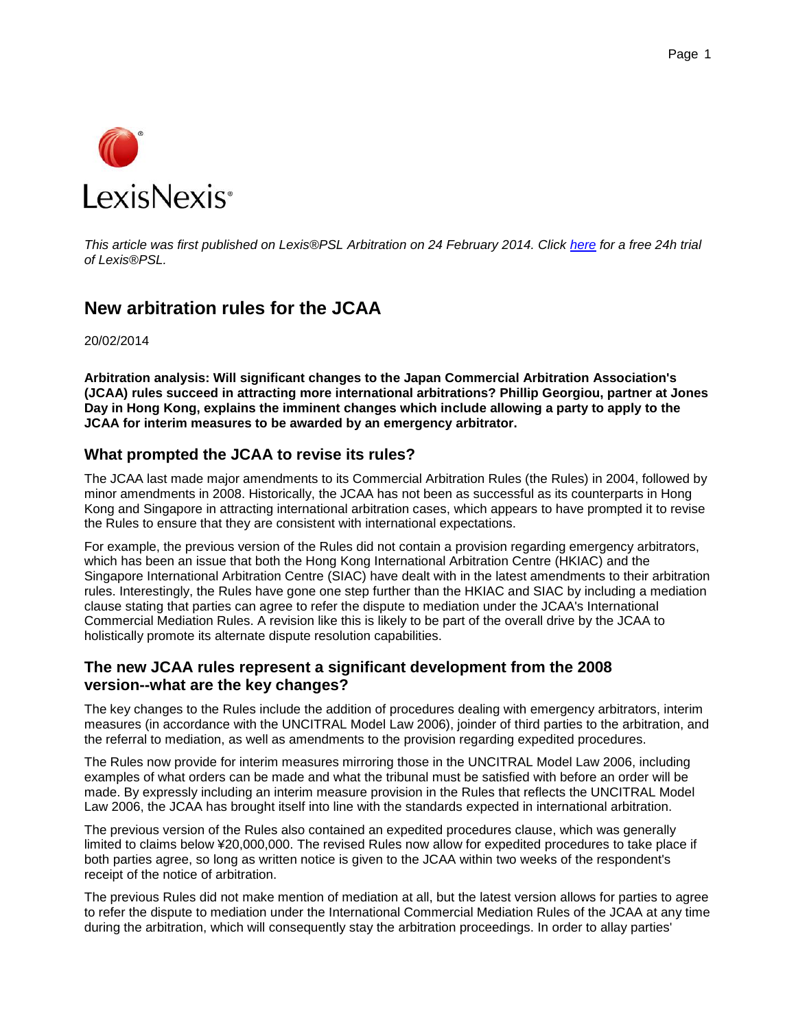LexisNexis

*This article was first published on Lexis®PSL Arbitration on 24 February 2014. Click here for a free 24h trial of Lexis®PSL.*

# New arbitration rules for the JCAA

20/02/2014

**Arbitration analysis: Will significant changes to the Japan Commercial Arbitration Association's (JCAA) rules succeed in attracting more international arbitrations? Phillip Georgiou, partner at Jones Day in Hong Kong, explains the imminent changes which include allowing a party to apply to the JCAA for interim measures to be awarded by an emergency arbitrator.**

## What prompted the JCAA to revise its rules?

The JCAA last made major amendments to its Commercial Arbitration Rules (the Rules) in 2004, followed by minor amendments in 2008. Historically, the JCAA has not been as successful as its counterparts in Hong Kong and Singapore in attracting international arbitration cases, which appears to have prompted it to revise the Rules to ensure that they are consistent with international expectations.

For example, the previous version of the Rules did not contain a provision regarding emergency arbitrators, which has been an issue that both the Hong Kong International Arbitration Centre (HKIAC) and the Singapore International Arbitration Centre (SIAC) have dealt with in the latest amendments to their arbitration rules. Interestingly, the Rules have gone one step further than the HKIAC and SIAC by including a mediation clause stating that parties can agree to refer the dispute to mediation under the JCAA's International Commercial Mediation Rules. A revision like this is likely to be part of the overall drive by the JCAA to holistically promote its alternate dispute resolution capabilities.

## The new JCAA rules represent a significant development from the 2008 version--what are the key changes?

The key changes to the Rules include the addition of procedures dealing with emergency arbitrators, interim measures (in accordance with the UNCITRAL Model Law 2006), joinder of third parties to the arbitration, and the referral to mediation, as well as amendments to the provision regarding expedited procedures.

The Rules now provide for interim measures mirroring those in the UNCITRAL Model Law 2006, including examples of what orders can be made and what the tribunal must be satisfied with before an order will be made. By expressly including an interim measure provision in the Rules that reflects the UNCITRAL Model Law 2006, the JCAA has brought itself into line with the standards expected in international arbitration.

The previous version of the Rules also contained an expedited procedures clause, which was generally limited to claims below ¥20,000,000. The revised Rules now allow for expedited procedures to take place if both parties agree, so long as written notice is given to the JCAA within two weeks of the respondent's receipt of the notice of arbitration.

The previous Rules did not make mention of mediation at all, but the latest version allows for parties to agree to refer the dispute to mediation under the International Commercial Mediation Rules of the JCAA at any time during the arbitration, which will consequently stay the arbitration proceedings. In order to allay parties'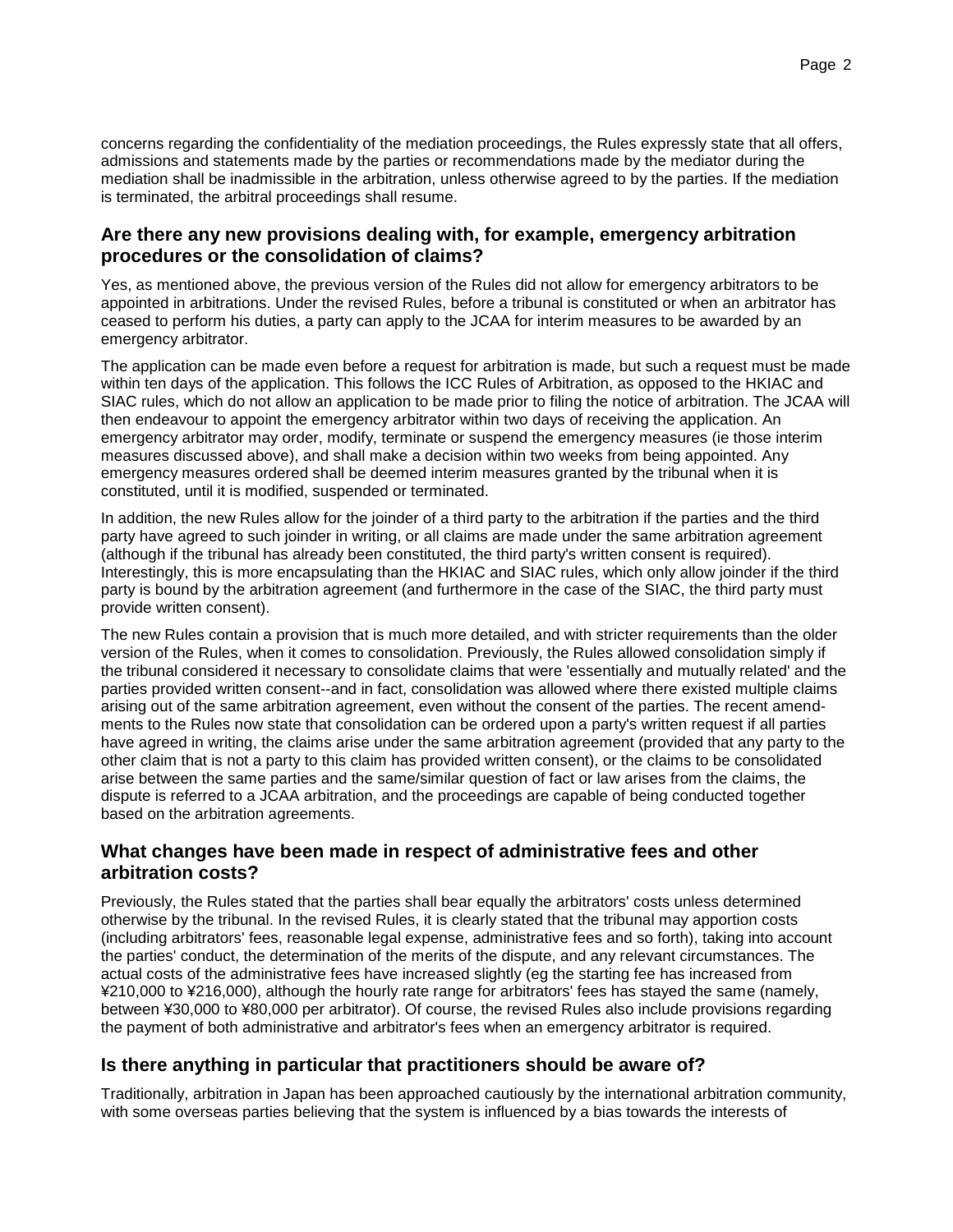concerns regarding the confidentiality of the mediation proceedings, the Rules expressly state that all offers, admissions and statements made by the parties or recommendations made by the mediator during the mediation shall be inadmissible in the arbitration, unless otherwise agreed to by the parties. If the mediation is terminated, the arbitral proceedings shall resume.

## Are there any new provisions dealing with, for example, emergency arbitration procedures or the consolidation of claims?

Yes, as mentioned above, the previous version of the Rules did not allow for emergency arbitrators to be appointed in arbitrations. Under the revised Rules, before a tribunal is constituted or when an arbitrator has ceased to perform his duties, a party can apply to the JCAA for interim measures to be awarded by an emergency arbitrator.

The application can be made even before a request for arbitration is made, but such a request must be made within ten days of the application. This follows the ICC Rules of Arbitration, as opposed to the HKIAC and SIAC rules, which do not allow an application to be made prior to filing the notice of arbitration. The JCAA will then endeavour to appoint the emergency arbitrator within two days of receiving the application. An emergency arbitrator may order, modify, terminate or suspend the emergency measures (ie those interim measures discussed above), and shall make a decision within two weeks from being appointed. Any emergency measures ordered shall be deemed interim measures granted by the tribunal when it is constituted, until it is modified, suspended or terminated.

In addition, the new Rules allow for the joinder of a third party to the arbitration if the parties and the third party have agreed to such joinder in writing, or all claims are made under the same arbitration agreement (although if the tribunal has already been constituted, the third party's written consent is required). Interestingly, this is more encapsulating than the HKIAC and SIAC rules, which only allow joinder if the third party is bound by the arbitration agreement (and furthermore in the case of the SIAC, the third party must provide written consent).

The new Rules contain a provision that is much more detailed, and with stricter requirements than the older version of the Rules, when it comes to consolidation. Previously, the Rules allowed consolidation simply if the tribunal considered it necessary to consolidate claims that were 'essentially and mutually related' and the parties provided written consent--and in fact, consolidation was allowed where there existed multiple claims arising out of the same arbitration agreement, even without the consent of the parties. The recent amendments to the Rules now state that consolidation can be ordered upon a party's written request if all parties have agreed in writing, the claims arise under the same arbitration agreement (provided that any party to the other claim that is not a party to this claim has provided written consent), or the claims to be consolidated arise between the same parties and the same/similar question of fact or law arises from the claims, the dispute is referred to a JCAA arbitration, and the proceedings are capable of being conducted together based on the arbitration agreements.

## What changes have been made in respect of administrative fees and other arbitration costs?

Previously, the Rules stated that the parties shall bear equally the arbitrators' costs unless determined otherwise by the tribunal. In the revised Rules, it is clearly stated that the tribunal may apportion costs (including arbitrators' fees, reasonable legal expense, administrative fees and so forth), taking into account the parties' conduct, the determination of the merits of the dispute, and any relevant circumstances. The actual costs of the administrative fees have increased slightly (eg the starting fee has increased from ¥210,000 to ¥216,000), although the hourly rate range for arbitrators' fees has stayed the same (namely, between ¥30,000 to ¥80,000 per arbitrator). Of course, the revised Rules also include provisions regarding the payment of both administrative and arbitrator's fees when an emergency arbitrator is required.

## Is there anything in particular that practitioners should be aware of?

Traditionally, arbitration in Japan has been approached cautiously by the international arbitration community, with some overseas parties believing that the system is influenced by a bias towards the interests of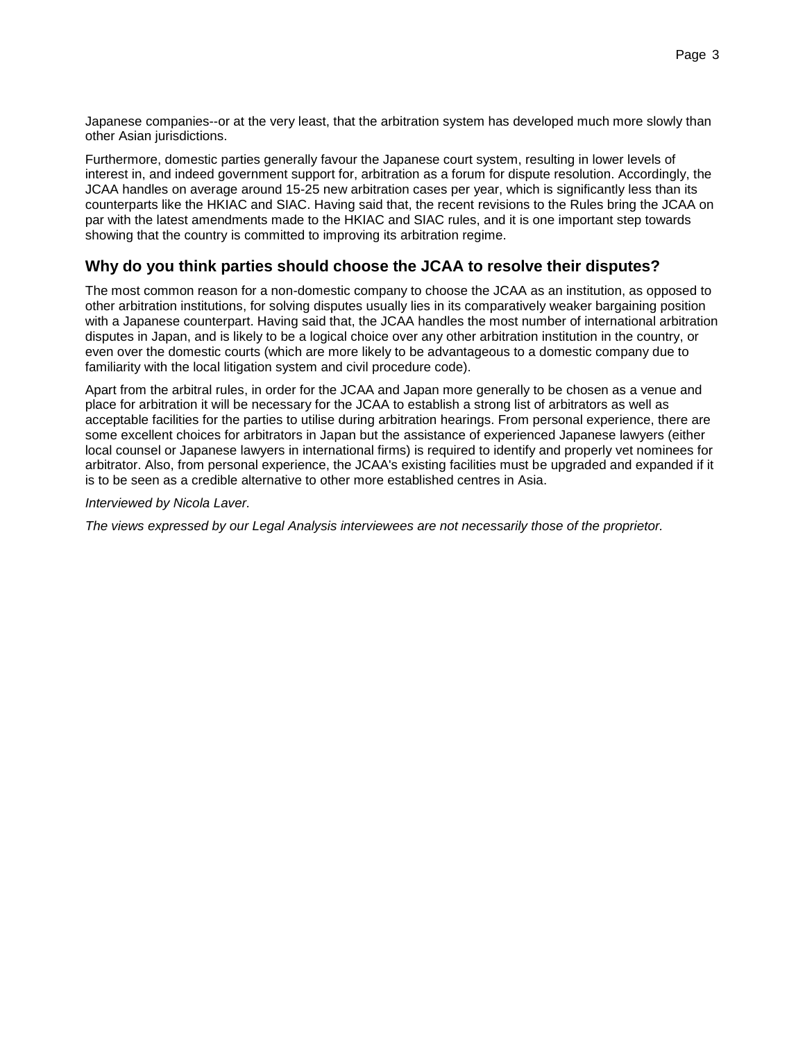Japanese companies--or at the very least, that the arbitration system has developed much more slowly than other Asian jurisdictions.

Furthermore, domestic parties generally favour the Japanese court system, resulting in lower levels of interest in, and indeed government support for, arbitration as a forum for dispute resolution. Accordingly, the JCAA handles on average around 15-25 new arbitration cases per year, which is significantly less than its counterparts like the HKIAC and SIAC. Having said that, the recent revisions to the Rules bring the JCAA on par with the latest amendments made to the HKIAC and SIAC rules, and it is one important step towards showing that the country is committed to improving its arbitration regime.

## Why do you think parties should choose the JCAA to resolve their disputes?

The most common reason for a non-domestic company to choose the JCAA as an institution, as opposed to other arbitration institutions, for solving disputes usually lies in its comparatively weaker bargaining position with a Japanese counterpart. Having said that, the JCAA handles the most number of international arbitration disputes in Japan, and is likely to be a logical choice over any other arbitration institution in the country, or even over the domestic courts (which are more likely to be advantageous to a domestic company due to familiarity with the local litigation system and civil procedure code).

Apart from the arbitral rules, in order for the JCAA and Japan more generally to be chosen as a venue and place for arbitration it will be necessary for the JCAA to establish a strong list of arbitrators as well as acceptable facilities for the parties to utilise during arbitration hearings. From personal experience, there are some excellent choices for arbitrators in Japan but the assistance of experienced Japanese lawyers (either local counsel or Japanese lawyers in international firms) is required to identify and properly vet nominees for arbitrator. Also, from personal experience, the JCAA's existing facilities must be upgraded and expanded if it is to be seen as a credible alternative to other more established centres in Asia.

*Interviewed by Nicola Laver.*

*The views expressed by our Legal Analysis interviewees are not necessarily those of the proprietor.*